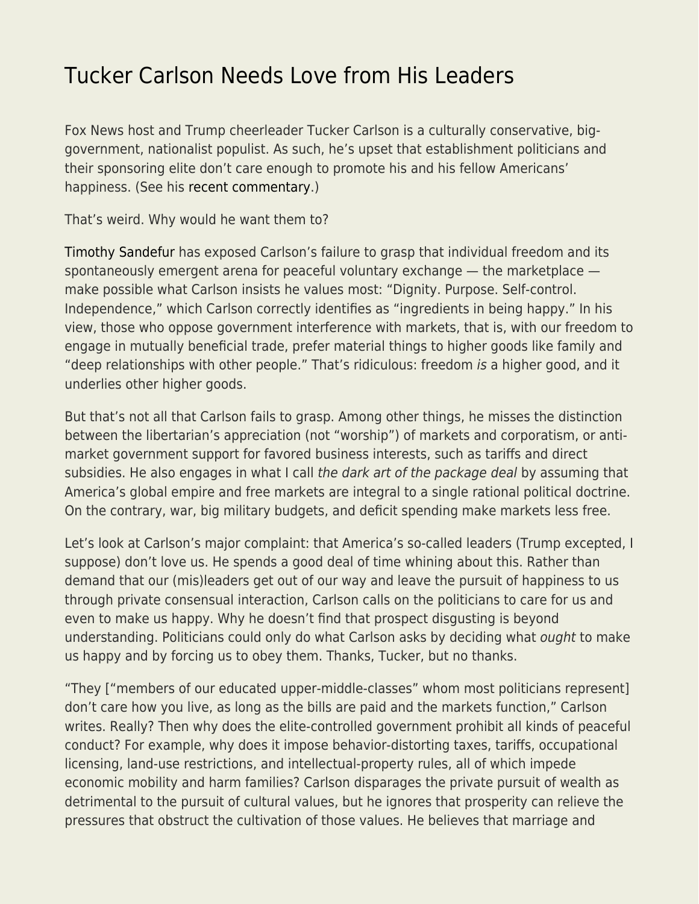# Tucker Carlson Needs Love from His Leaders

Fox News host and Trump cheerleader Tucker Carlson is a culturally conservative, big-government, nationalist populist. As such, he's upset that establishment politicians and their sponsoring elite don't care enough to promote his and his fellow Americans' happiness. (See his recent commentary.)

That's weird. Why would he want them to?

Timothy Sandefur has exposed Carlson's failure to grasp that individual freedom and its spontaneously emergent arena for peaceful voluntary exchange — the marketplace — make possible what Carlson insists he values most: "Dignity. Purpose. Self-control. Independence," which Carlson correctly identifies as "ingredients in being happy." In his view, those who oppose government interference with markets, that is, with our freedom to engage in mutually beneficial trade, prefer material things to higher goods like family and "deep relationships with other people." That's ridiculous: freedom *is* a higher good, and it underlies other higher goods.

But that's not all that Carlson fails to grasp. Among other things, he misses the distinction between the libertarian's appreciation (not "worship") of markets and corporatism, or anti-market government support for favored business interests, such as tariffs and direct subsidies. He also engages in what I call *the dark art of the package deal* by assuming that America's global empire and free markets are integral to a single rational political doctrine. On the contrary, war, big military budgets, and deficit spending make markets less free.

Let's look at Carlson's major complaint: that America's so-called leaders (Trump excepted, I suppose) don't love us. He spends a good deal of time whining about this. Rather than demand that our (mis)leaders get out of our way and leave the pursuit of happiness to us through private consensual interaction, Carlson calls on the politicians to care for us and even to make us happy. Why he doesn't find that prospect disgusting is beyond understanding. Politicians could only do what Carlson asks by deciding what *ought* to make us happy and by forcing us to obey them. Thanks, Tucker, but no thanks.

"They ["members of our educated upper-middle-classes" whom most politicians represent] don't care how you live, as long as the bills are paid and the markets function," Carlson writes. Really? Then why does the elite-controlled government prohibit all kinds of peaceful conduct? For example, why does it impose behavior-distorting taxes, tariffs, occupational licensing, land-use restrictions, and intellectual-property rules, all of which impede economic mobility and harm families? Carlson disparages the private pursuit of wealth as detrimental to the pursuit of cultural values, but he ignores that prosperity can relieve the pressures that obstruct the cultivation of those values. He believes that marriage and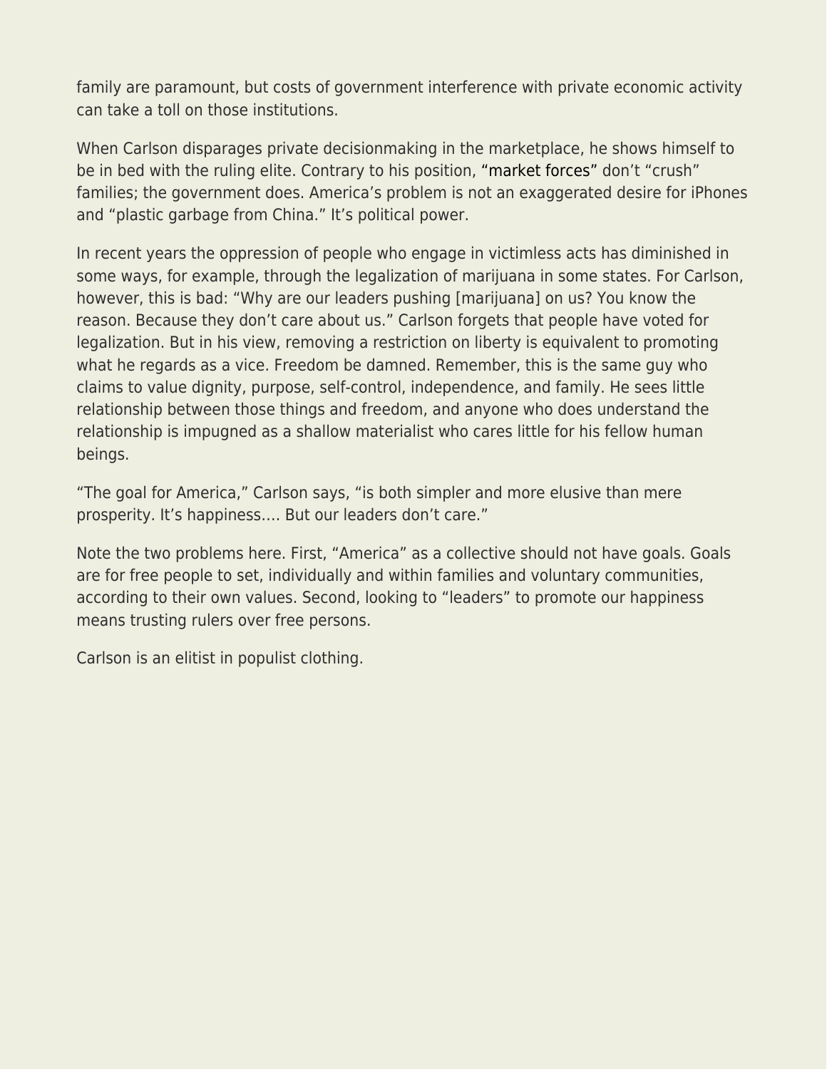family are paramount, but costs of government interference with private economic activity can take a toll on those institutions.

When Carlson disparages private decisionmaking in the marketplace, he shows himself to be in bed with the ruling elite. Contrary to his position, "market forces" don't "crush" families; the government does. America's problem is not an exaggerated desire for iPhones and "plastic garbage from China." It's political power.

In recent years the oppression of people who engage in victimless acts has diminished in some ways, for example, through the legalization of marijuana in some states. For Carlson, however, this is bad: "Why are our leaders pushing [marijuana] on us? You know the reason. Because they don't care about us." Carlson forgets that people have voted for legalization. But in his view, removing a restriction on liberty is equivalent to promoting what he regards as a vice. Freedom be damned. Remember, this is the same guy who claims to value dignity, purpose, self-control, independence, and family. He sees little relationship between those things and freedom, and anyone who does understand the relationship is impugned as a shallow materialist who cares little for his fellow human beings.

"The goal for America," Carlson says, "is both simpler and more elusive than mere prosperity. It's happiness…. But our leaders don't care."

Note the two problems here. First, "America" as a collective should not have goals. Goals are for free people to set, individually and within families and voluntary communities, according to their own values. Second, looking to "leaders" to promote our happiness means trusting rulers over free persons.

Carlson is an elitist in populist clothing.